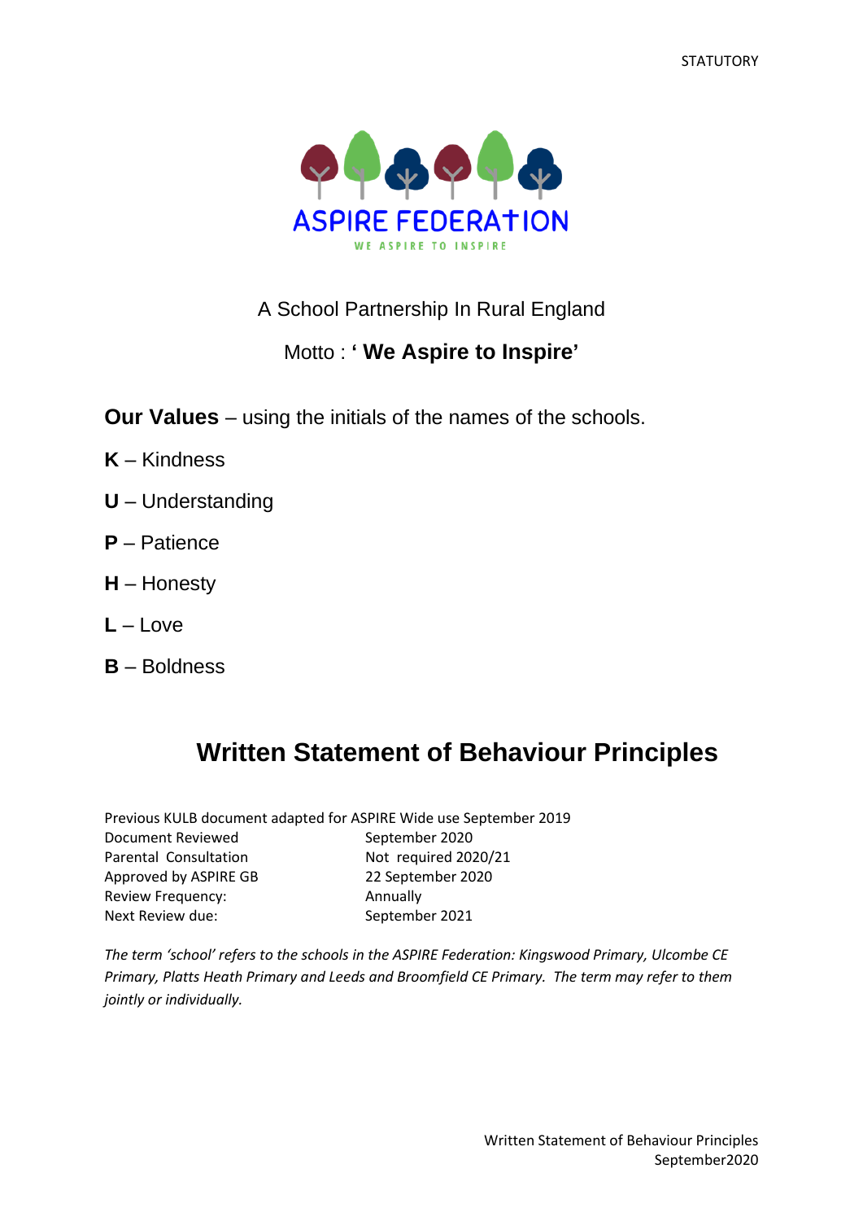STATUTORY

ASPIRE FEDERATION

WE ASPIRE TO INSPIRE

A School Partnership In Rural England

Motto : **' We Aspire to Inspire'**

**Our Values** – using the initials of the names of the schools.

**K** – Kindness

**U** – Understanding

**P** – Patience

**H** – Honesty

**L** – Love

**B** – Boldness

# Written Statement of Behaviour Principles

Previous KULB document adapted for ASPIRE Wide use September 2019

| | |
|---|---|
| Document Reviewed | September 2020 |
| Parental Consultation | Not required 2020/21 |
| Approved by ASPIRE GB | 22 September 2020 |
| Review Frequency: | Annually |
| Next Review due: | September 2021 |

*The term 'school' refers to the schools in the ASPIRE Federation: Kingswood Primary, Ulcombe CE Primary, Platts Heath Primary and Leeds and Broomfield CE Primary. The term may refer to them jointly or individually.*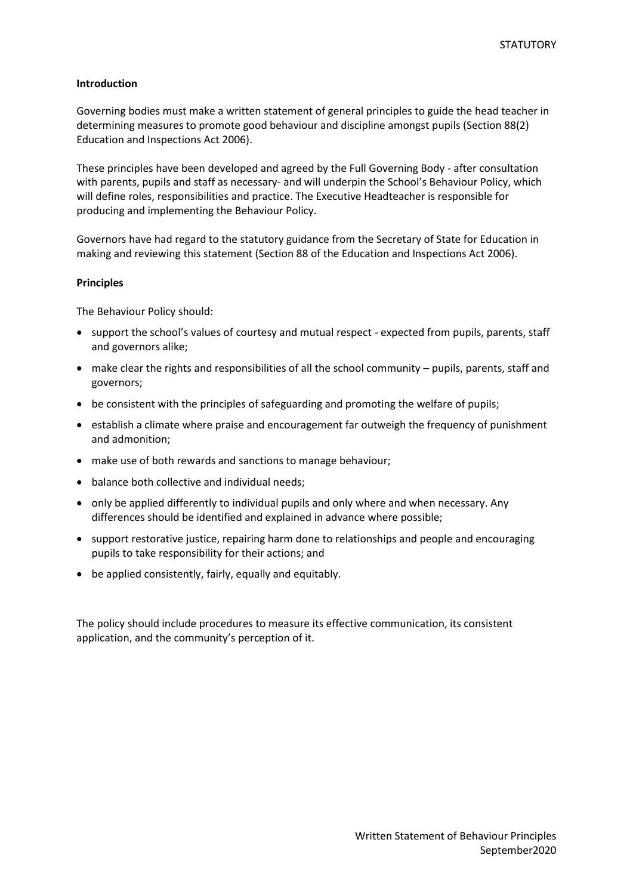**Introduction**

Governing bodies must make a written statement of general principles to guide the head teacher in determining measures to promote good behaviour and discipline amongst pupils (Section 88(2) Education and Inspections Act 2006).

These principles have been developed and agreed by the Full Governing Body - after consultation with parents, pupils and staff as necessary- and will underpin the School's Behaviour Policy, which will define roles, responsibilities and practice. The Executive Headteacher is responsible for producing and implementing the Behaviour Policy.

Governors have had regard to the statutory guidance from the Secretary of State for Education in making and reviewing this statement (Section 88 of the Education and Inspections Act 2006).

**Principles**

The Behaviour Policy should:

- support the school's values of courtesy and mutual respect - expected from pupils, parents, staff and governors alike;
- make clear the rights and responsibilities of all the school community – pupils, parents, staff and governors;
- be consistent with the principles of safeguarding and promoting the welfare of pupils;
- establish a climate where praise and encouragement far outweigh the frequency of punishment and admonition;
- make use of both rewards and sanctions to manage behaviour;
- balance both collective and individual needs;
- only be applied differently to individual pupils and only where and when necessary. Any differences should be identified and explained in advance where possible;
- support restorative justice, repairing harm done to relationships and people and encouraging pupils to take responsibility for their actions; and
- be applied consistently, fairly, equally and equitably.

The policy should include procedures to measure its effective communication, its consistent application, and the community's perception of it.